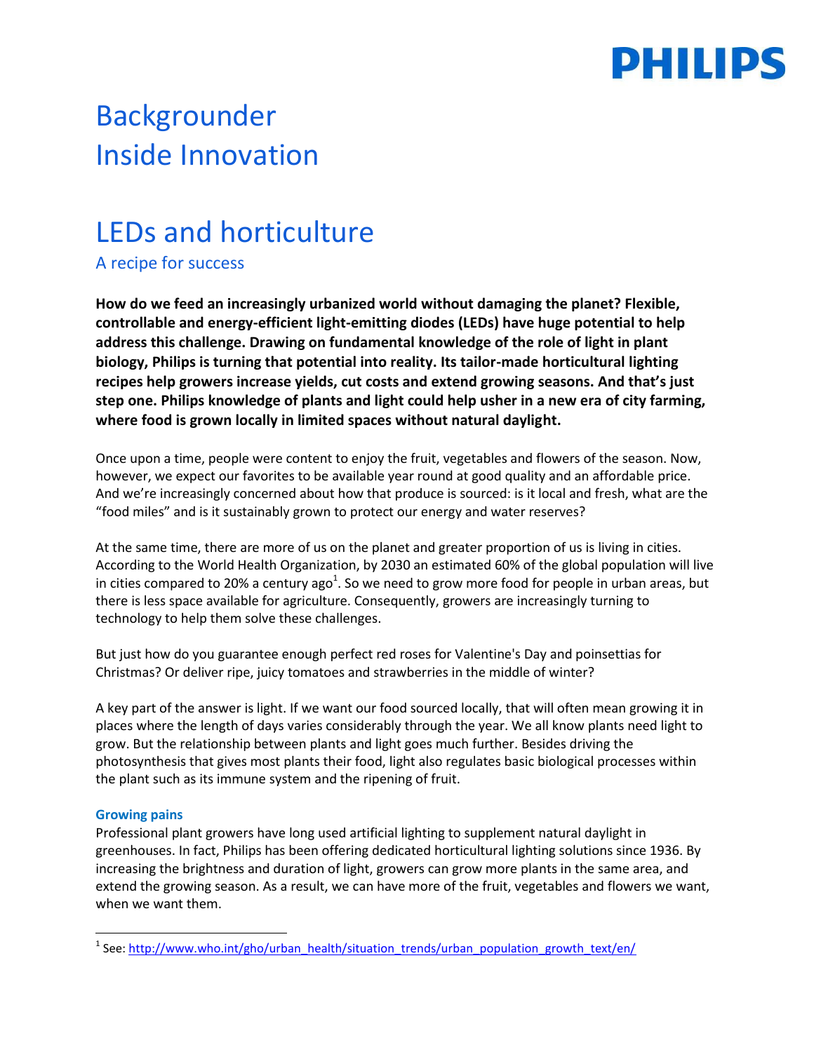PHILIPS

# Backgrounder
# Inside Innovation

## LEDs and horticulture

### A recipe for success

**How do we feed an increasingly urbanized world without damaging the planet? Flexible, controllable and energy-efficient light-emitting diodes (LEDs) have huge potential to help address this challenge. Drawing on fundamental knowledge of the role of light in plant biology, Philips is turning that potential into reality. Its tailor-made horticultural lighting recipes help growers increase yields, cut costs and extend growing seasons. And that's just step one. Philips knowledge of plants and light could help usher in a new era of city farming, where food is grown locally in limited spaces without natural daylight.**

Once upon a time, people were content to enjoy the fruit, vegetables and flowers of the season. Now, however, we expect our favorites to be available year round at good quality and an affordable price. And we're increasingly concerned about how that produce is sourced: is it local and fresh, what are the "food miles" and is it sustainably grown to protect our energy and water reserves?

At the same time, there are more of us on the planet and greater proportion of us is living in cities. According to the World Health Organization, by 2030 an estimated 60% of the global population will live in cities compared to 20% a century ago[1]. So we need to grow more food for people in urban areas, but there is less space available for agriculture. Consequently, growers are increasingly turning to technology to help them solve these challenges.

But just how do you guarantee enough perfect red roses for Valentine's Day and poinsettias for Christmas? Or deliver ripe, juicy tomatoes and strawberries in the middle of winter?

A key part of the answer is light. If we want our food sourced locally, that will often mean growing it in places where the length of days varies considerably through the year. We all know plants need light to grow. But the relationship between plants and light goes much further. Besides driving the photosynthesis that gives most plants their food, light also regulates basic biological processes within the plant such as its immune system and the ripening of fruit.

#### Growing pains

Professional plant growers have long used artificial lighting to supplement natural daylight in greenhouses. In fact, Philips has been offering dedicated horticultural lighting solutions since 1936. By increasing the brightness and duration of light, growers can grow more plants in the same area, and extend the growing season. As a result, we can have more of the fruit, vegetables and flowers we want, when we want them.

---

[1] See: http://www.who.int/gho/urban_health/situation_trends/urban_population_growth_text/en/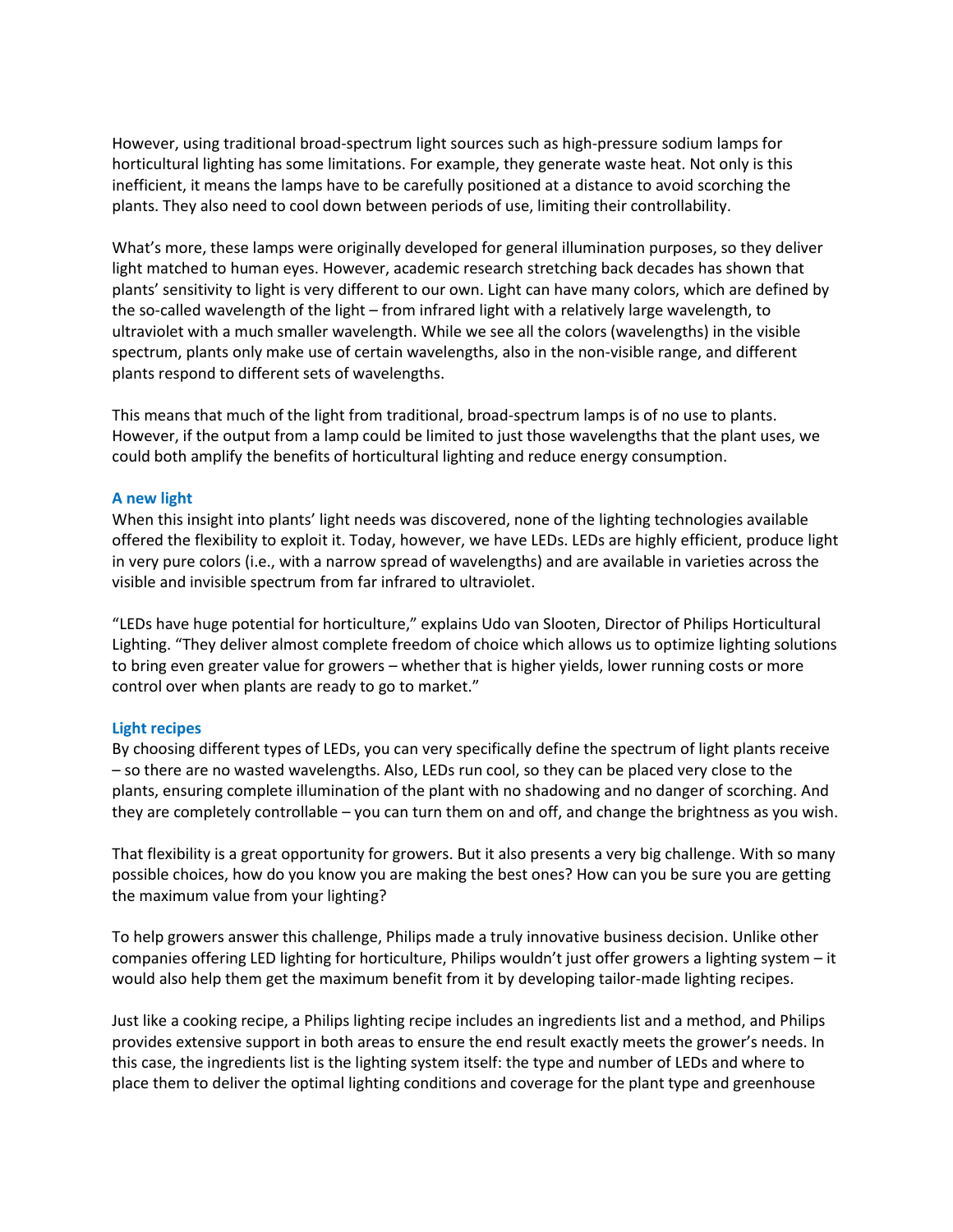However, using traditional broad-spectrum light sources such as high-pressure sodium lamps for horticultural lighting has some limitations. For example, they generate waste heat. Not only is this inefficient, it means the lamps have to be carefully positioned at a distance to avoid scorching the plants. They also need to cool down between periods of use, limiting their controllability.

What's more, these lamps were originally developed for general illumination purposes, so they deliver light matched to human eyes. However, academic research stretching back decades has shown that plants' sensitivity to light is very different to our own. Light can have many colors, which are defined by the so-called wavelength of the light – from infrared light with a relatively large wavelength, to ultraviolet with a much smaller wavelength. While we see all the colors (wavelengths) in the visible spectrum, plants only make use of certain wavelengths, also in the non-visible range, and different plants respond to different sets of wavelengths.

This means that much of the light from traditional, broad-spectrum lamps is of no use to plants. However, if the output from a lamp could be limited to just those wavelengths that the plant uses, we could both amplify the benefits of horticultural lighting and reduce energy consumption.

### A new light

When this insight into plants' light needs was discovered, none of the lighting technologies available offered the flexibility to exploit it. Today, however, we have LEDs. LEDs are highly efficient, produce light in very pure colors (i.e., with a narrow spread of wavelengths) and are available in varieties across the visible and invisible spectrum from far infrared to ultraviolet.

"LEDs have huge potential for horticulture," explains Udo van Slooten, Director of Philips Horticultural Lighting. "They deliver almost complete freedom of choice which allows us to optimize lighting solutions to bring even greater value for growers – whether that is higher yields, lower running costs or more control over when plants are ready to go to market."

### Light recipes

By choosing different types of LEDs, you can very specifically define the spectrum of light plants receive – so there are no wasted wavelengths. Also, LEDs run cool, so they can be placed very close to the plants, ensuring complete illumination of the plant with no shadowing and no danger of scorching. And they are completely controllable – you can turn them on and off, and change the brightness as you wish.

That flexibility is a great opportunity for growers. But it also presents a very big challenge. With so many possible choices, how do you know you are making the best ones? How can you be sure you are getting the maximum value from your lighting?

To help growers answer this challenge, Philips made a truly innovative business decision. Unlike other companies offering LED lighting for horticulture, Philips wouldn't just offer growers a lighting system – it would also help them get the maximum benefit from it by developing tailor-made lighting recipes.

Just like a cooking recipe, a Philips lighting recipe includes an ingredients list and a method, and Philips provides extensive support in both areas to ensure the end result exactly meets the grower's needs. In this case, the ingredients list is the lighting system itself: the type and number of LEDs and where to place them to deliver the optimal lighting conditions and coverage for the plant type and greenhouse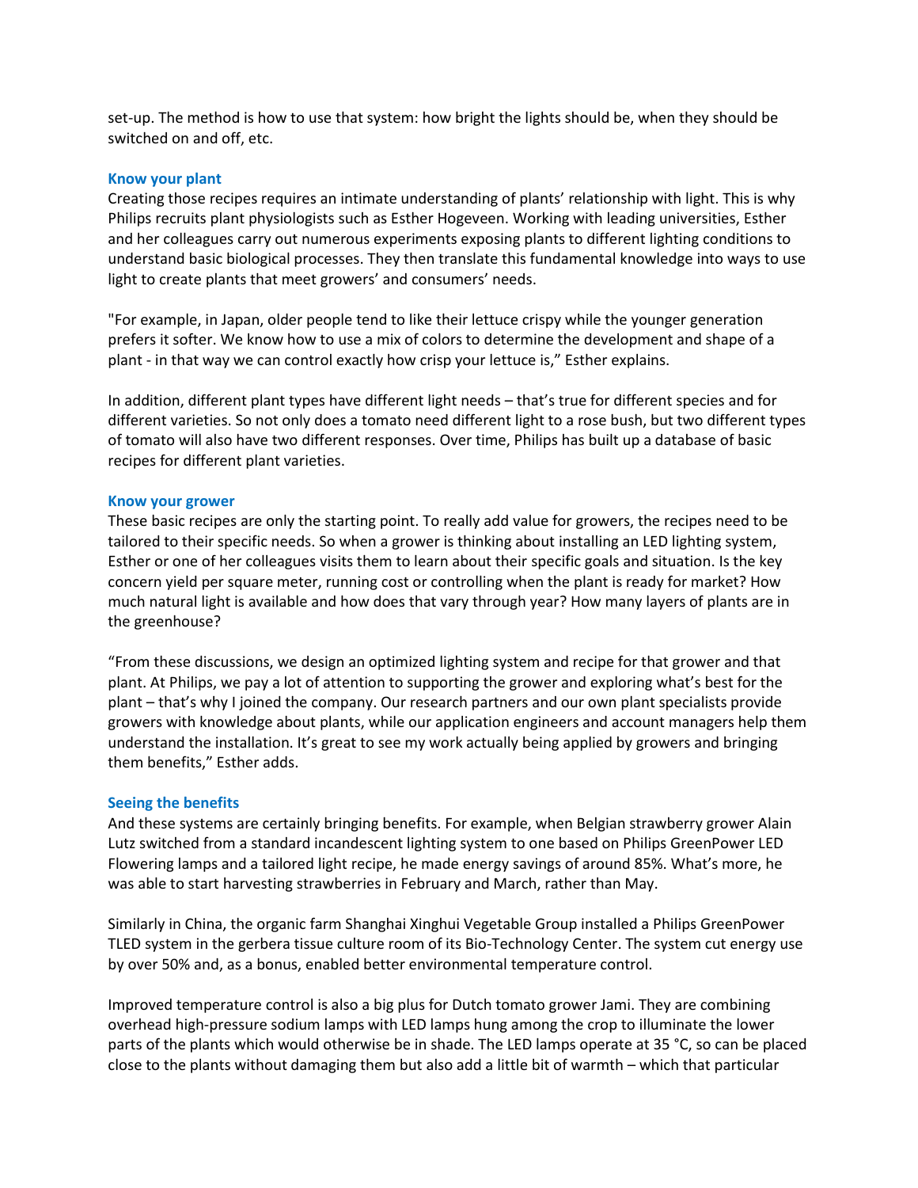set-up. The method is how to use that system: how bright the lights should be, when they should be switched on and off, etc.

### Know your plant

Creating those recipes requires an intimate understanding of plants' relationship with light. This is why Philips recruits plant physiologists such as Esther Hogeveen. Working with leading universities, Esther and her colleagues carry out numerous experiments exposing plants to different lighting conditions to understand basic biological processes. They then translate this fundamental knowledge into ways to use light to create plants that meet growers' and consumers' needs.

"For example, in Japan, older people tend to like their lettuce crispy while the younger generation prefers it softer. We know how to use a mix of colors to determine the development and shape of a plant - in that way we can control exactly how crisp your lettuce is," Esther explains.

In addition, different plant types have different light needs – that's true for different species and for different varieties. So not only does a tomato need different light to a rose bush, but two different types of tomato will also have two different responses. Over time, Philips has built up a database of basic recipes for different plant varieties.

### Know your grower

These basic recipes are only the starting point. To really add value for growers, the recipes need to be tailored to their specific needs. So when a grower is thinking about installing an LED lighting system, Esther or one of her colleagues visits them to learn about their specific goals and situation. Is the key concern yield per square meter, running cost or controlling when the plant is ready for market? How much natural light is available and how does that vary through year? How many layers of plants are in the greenhouse?

"From these discussions, we design an optimized lighting system and recipe for that grower and that plant. At Philips, we pay a lot of attention to supporting the grower and exploring what's best for the plant – that's why I joined the company. Our research partners and our own plant specialists provide growers with knowledge about plants, while our application engineers and account managers help them understand the installation. It's great to see my work actually being applied by growers and bringing them benefits," Esther adds.

### Seeing the benefits

And these systems are certainly bringing benefits. For example, when Belgian strawberry grower Alain Lutz switched from a standard incandescent lighting system to one based on Philips GreenPower LED Flowering lamps and a tailored light recipe, he made energy savings of around 85%. What's more, he was able to start harvesting strawberries in February and March, rather than May.

Similarly in China, the organic farm Shanghai Xinghui Vegetable Group installed a Philips GreenPower TLED system in the gerbera tissue culture room of its Bio-Technology Center. The system cut energy use by over 50% and, as a bonus, enabled better environmental temperature control.

Improved temperature control is also a big plus for Dutch tomato grower Jami. They are combining overhead high-pressure sodium lamps with LED lamps hung among the crop to illuminate the lower parts of the plants which would otherwise be in shade. The LED lamps operate at 35 °C, so can be placed close to the plants without damaging them but also add a little bit of warmth – which that particular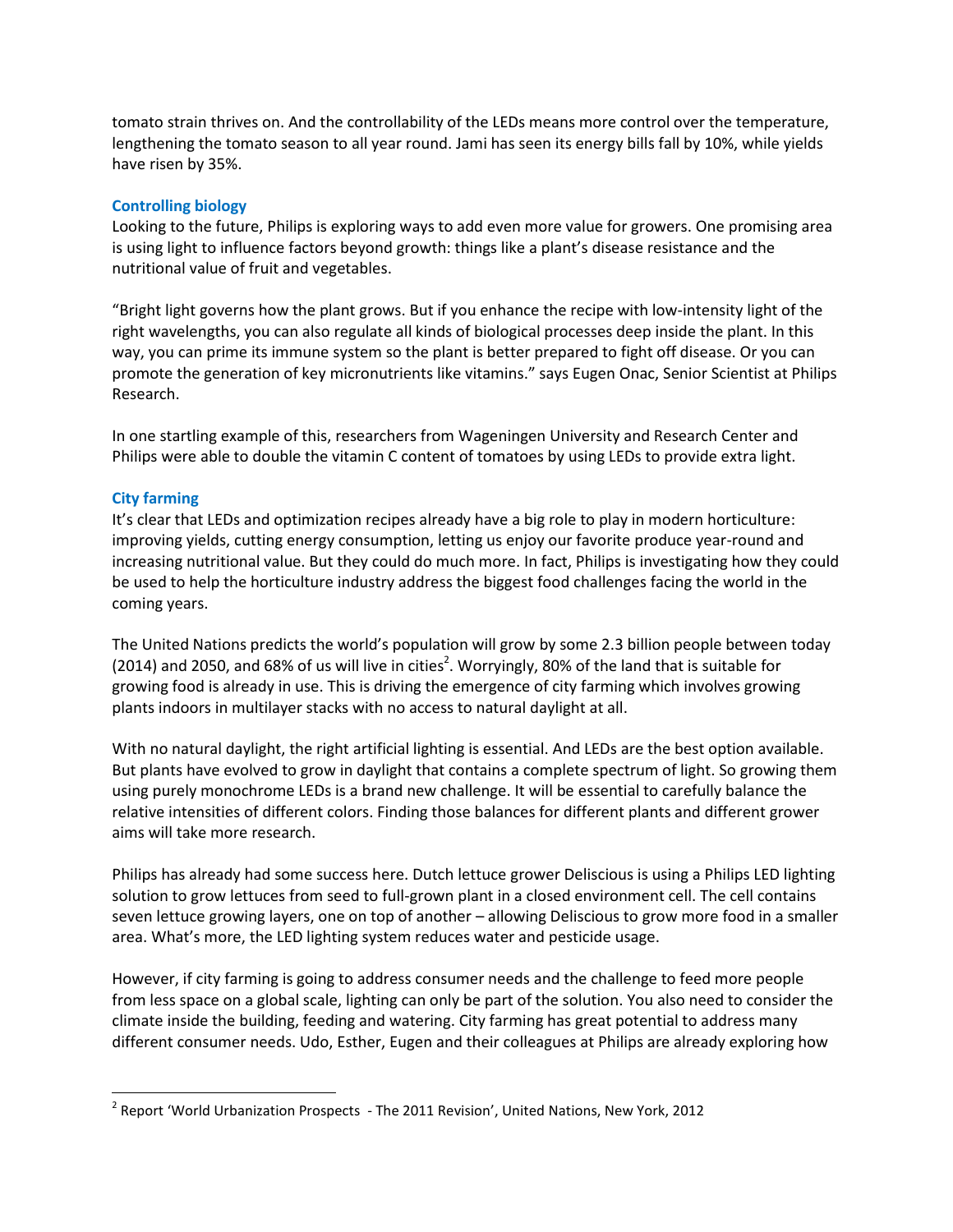tomato strain thrives on. And the controllability of the LEDs means more control over the temperature, lengthening the tomato season to all year round. Jami has seen its energy bills fall by 10%, while yields have risen by 35%.

### Controlling biology

Looking to the future, Philips is exploring ways to add even more value for growers. One promising area is using light to influence factors beyond growth: things like a plant's disease resistance and the nutritional value of fruit and vegetables.

"Bright light governs how the plant grows. But if you enhance the recipe with low-intensity light of the right wavelengths, you can also regulate all kinds of biological processes deep inside the plant. In this way, you can prime its immune system so the plant is better prepared to fight off disease. Or you can promote the generation of key micronutrients like vitamins." says Eugen Onac, Senior Scientist at Philips Research.

In one startling example of this, researchers from Wageningen University and Research Center and Philips were able to double the vitamin C content of tomatoes by using LEDs to provide extra light.

### City farming

It's clear that LEDs and optimization recipes already have a big role to play in modern horticulture: improving yields, cutting energy consumption, letting us enjoy our favorite produce year-round and increasing nutritional value. But they could do much more. In fact, Philips is investigating how they could be used to help the horticulture industry address the biggest food challenges facing the world in the coming years.

The United Nations predicts the world's population will grow by some 2.3 billion people between today (2014) and 2050, and 68% of us will live in cities[2]. Worryingly, 80% of the land that is suitable for growing food is already in use. This is driving the emergence of city farming which involves growing plants indoors in multilayer stacks with no access to natural daylight at all.

With no natural daylight, the right artificial lighting is essential. And LEDs are the best option available. But plants have evolved to grow in daylight that contains a complete spectrum of light. So growing them using purely monochrome LEDs is a brand new challenge. It will be essential to carefully balance the relative intensities of different colors. Finding those balances for different plants and different grower aims will take more research.

Philips has already had some success here. Dutch lettuce grower Deliscious is using a Philips LED lighting solution to grow lettuces from seed to full-grown plant in a closed environment cell. The cell contains seven lettuce growing layers, one on top of another – allowing Deliscious to grow more food in a smaller area. What's more, the LED lighting system reduces water and pesticide usage.

However, if city farming is going to address consumer needs and the challenge to feed more people from less space on a global scale, lighting can only be part of the solution. You also need to consider the climate inside the building, feeding and watering. City farming has great potential to address many different consumer needs. Udo, Esther, Eugen and their colleagues at Philips are already exploring how

---

[2] Report 'World Urbanization Prospects - The 2011 Revision', United Nations, New York, 2012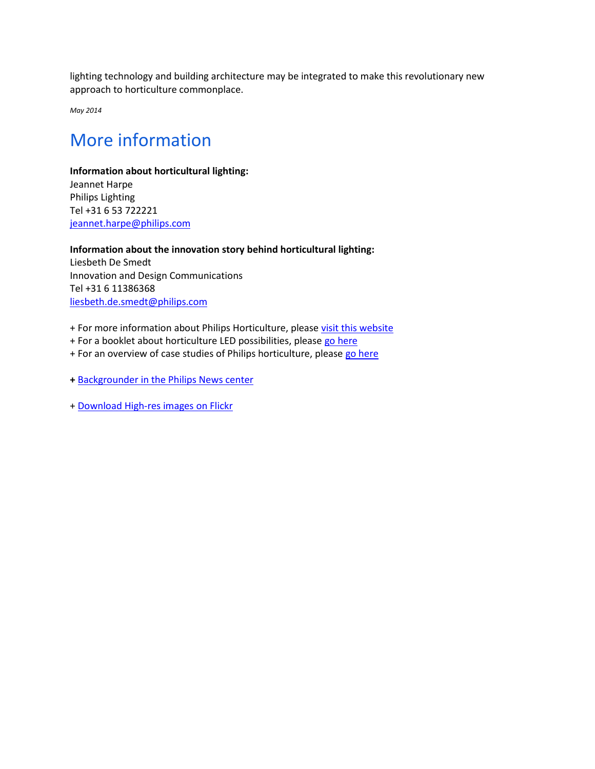lighting technology and building architecture may be integrated to make this revolutionary new approach to horticulture commonplace.

*May 2014*

# More information

**Information about horticultural lighting:**
Jeannet Harpe
Philips Lighting
Tel +31 6 53 722221
jeannet.harpe@philips.com

**Information about the innovation story behind horticultural lighting:**
Liesbeth De Smedt
Innovation and Design Communications
Tel +31 6 11386368
liesbeth.de.smedt@philips.com

+ For more information about Philips Horticulture, please visit this website
+ For a booklet about horticulture LED possibilities, please go here
+ For an overview of case studies of Philips horticulture, please go here

**+** Backgrounder in the Philips News center

+ Download High-res images on Flickr